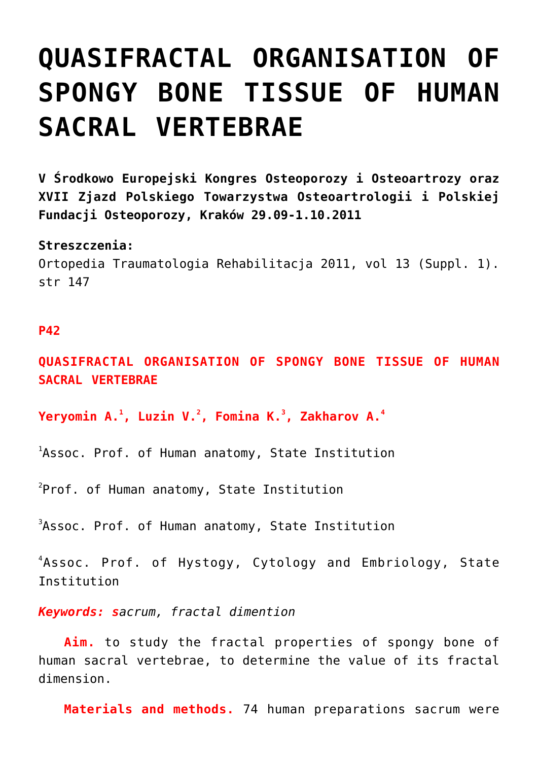# QUASIFRACTAL ORGANISATION OF SPONGY BONE TISSUE OF HUMAN SACRAL VERTEBRAE

**V Środkowo Europejski Kongres Osteoporozy i Osteoartrozy oraz XVII Zjazd Polskiego Towarzystwa Osteoartrologii i Polskiej Fundacji Osteoporozy, Kraków 29.09-1.10.2011**

**Streszczenia:**
Ortopedia Traumatologia Rehabilitacja 2011, vol 13 (Suppl. 1). str 147

**P42**

**QUASIFRACTAL ORGANISATION OF SPONGY BONE TISSUE OF HUMAN SACRAL VERTEBRAE**

**Yeryomin A.[1], Luzin V.[2], Fomina K.[3], Zakharov A.[4]**

[1]Assoc. Prof. of Human anatomy, State Institution

[2]Prof. of Human anatomy, State Institution

[3]Assoc. Prof. of Human anatomy, State Institution

[4]Assoc. Prof. of Hystogy, Cytology and Embriology, State Institution

***Keywords:*** *sacrum, fractal dimention*

**Aim.** to study the fractal properties of spongy bone of human sacral vertebrae, to determine the value of its fractal dimension.

**Materials and methods.** 74 human preparations sacrum were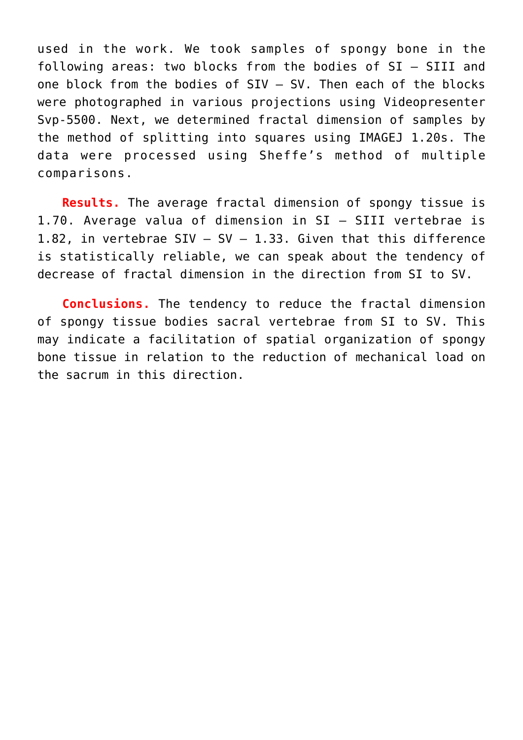used in the work. We took samples of spongy bone in the following areas: two blocks from the bodies of SI – SIII and one block from the bodies of SIV – SV. Then each of the blocks were photographed in various projections using Videopresenter Svp-5500. Next, we determined fractal dimension of samples by the method of splitting into squares using IMAGEJ 1.20s. The data were processed using Sheffe's method of multiple comparisons.

**Results.** The average fractal dimension of spongy tissue is 1.70. Average valua of dimension in SI – SIII vertebrae is 1.82, in vertebrae SIV – SV – 1.33. Given that this difference is statistically reliable, we can speak about the tendency of decrease of fractal dimension in the direction from SI to SV.

**Conclusions.** The tendency to reduce the fractal dimension of spongy tissue bodies sacral vertebrae from SI to SV. This may indicate a facilitation of spatial organization of spongy bone tissue in relation to the reduction of mechanical load on the sacrum in this direction.